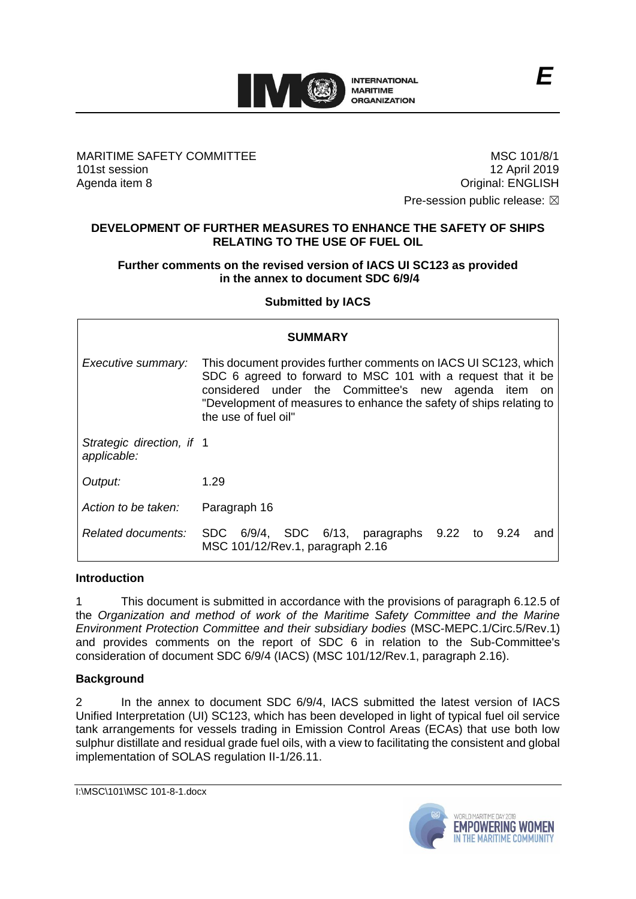E

MARITIME SAFETY COMMITTEE
101st session
Agenda item 8

MSC 101/8/1
12 April 2019
Original: ENGLISH

Pre-session public release: ☒

**DEVELOPMENT OF FURTHER MEASURES TO ENHANCE THE SAFETY OF SHIPS RELATING TO THE USE OF FUEL OIL**

**Further comments on the revised version of IACS UI SC123 as provided in the annex to document SDC 6/9/4**

**Submitted by IACS**

| **SUMMARY** | |
|---|---|
| *Executive summary:* | This document provides further comments on IACS UI SC123, which SDC 6 agreed to forward to MSC 101 with a request that it be considered under the Committee's new agenda item on "Development of measures to enhance the safety of ships relating to the use of fuel oil" |
| *Strategic direction, if applicable:* | 1 |
| *Output:* | 1.29 |
| *Action to be taken:* | Paragraph 16 |
| *Related documents:* | SDC 6/9/4, SDC 6/13, paragraphs 9.22 to 9.24 and MSC 101/12/Rev.1, paragraph 2.16 |

**Introduction**

1 This document is submitted in accordance with the provisions of paragraph 6.12.5 of the *Organization and method of work of the Maritime Safety Committee and the Marine Environment Protection Committee and their subsidiary bodies* (MSC-MEPC.1/Circ.5/Rev.1) and provides comments on the report of SDC 6 in relation to the Sub-Committee's consideration of document SDC 6/9/4 (IACS) (MSC 101/12/Rev.1, paragraph 2.16).

**Background**

2 In the annex to document SDC 6/9/4, IACS submitted the latest version of IACS Unified Interpretation (UI) SC123, which has been developed in light of typical fuel oil service tank arrangements for vessels trading in Emission Control Areas (ECAs) that use both low sulphur distillate and residual grade fuel oils, with a view to facilitating the consistent and global implementation of SOLAS regulation II-1/26.11.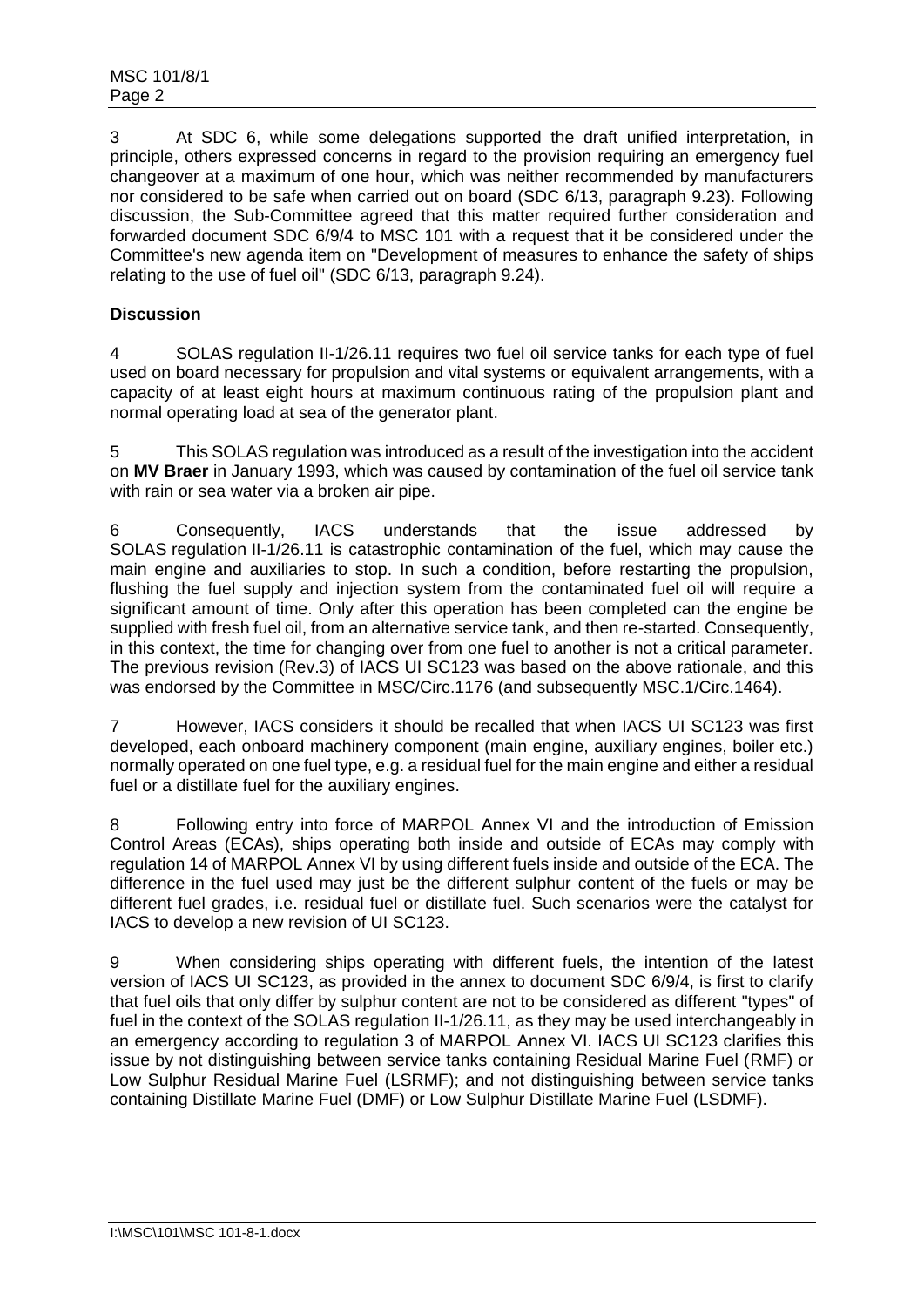3 At SDC 6, while some delegations supported the draft unified interpretation, in principle, others expressed concerns in regard to the provision requiring an emergency fuel changeover at a maximum of one hour, which was neither recommended by manufacturers nor considered to be safe when carried out on board (SDC 6/13, paragraph 9.23). Following discussion, the Sub-Committee agreed that this matter required further consideration and forwarded document SDC 6/9/4 to MSC 101 with a request that it be considered under the Committee's new agenda item on "Development of measures to enhance the safety of ships relating to the use of fuel oil" (SDC 6/13, paragraph 9.24).

**Discussion**

4 SOLAS regulation II-1/26.11 requires two fuel oil service tanks for each type of fuel used on board necessary for propulsion and vital systems or equivalent arrangements, with a capacity of at least eight hours at maximum continuous rating of the propulsion plant and normal operating load at sea of the generator plant.

5 This SOLAS regulation was introduced as a result of the investigation into the accident on **MV Braer** in January 1993, which was caused by contamination of the fuel oil service tank with rain or sea water via a broken air pipe.

6 Consequently, IACS understands that the issue addressed by SOLAS regulation II-1/26.11 is catastrophic contamination of the fuel, which may cause the main engine and auxiliaries to stop. In such a condition, before restarting the propulsion, flushing the fuel supply and injection system from the contaminated fuel oil will require a significant amount of time. Only after this operation has been completed can the engine be supplied with fresh fuel oil, from an alternative service tank, and then re-started. Consequently, in this context, the time for changing over from one fuel to another is not a critical parameter. The previous revision (Rev.3) of IACS UI SC123 was based on the above rationale, and this was endorsed by the Committee in MSC/Circ.1176 (and subsequently MSC.1/Circ.1464).

7 However, IACS considers it should be recalled that when IACS UI SC123 was first developed, each onboard machinery component (main engine, auxiliary engines, boiler etc.) normally operated on one fuel type, e.g. a residual fuel for the main engine and either a residual fuel or a distillate fuel for the auxiliary engines.

8 Following entry into force of MARPOL Annex VI and the introduction of Emission Control Areas (ECAs), ships operating both inside and outside of ECAs may comply with regulation 14 of MARPOL Annex VI by using different fuels inside and outside of the ECA. The difference in the fuel used may just be the different sulphur content of the fuels or may be different fuel grades, i.e. residual fuel or distillate fuel. Such scenarios were the catalyst for IACS to develop a new revision of UI SC123.

9 When considering ships operating with different fuels, the intention of the latest version of IACS UI SC123, as provided in the annex to document SDC 6/9/4, is first to clarify that fuel oils that only differ by sulphur content are not to be considered as different "types" of fuel in the context of the SOLAS regulation II-1/26.11, as they may be used interchangeably in an emergency according to regulation 3 of MARPOL Annex VI. IACS UI SC123 clarifies this issue by not distinguishing between service tanks containing Residual Marine Fuel (RMF) or Low Sulphur Residual Marine Fuel (LSRMF); and not distinguishing between service tanks containing Distillate Marine Fuel (DMF) or Low Sulphur Distillate Marine Fuel (LSDMF).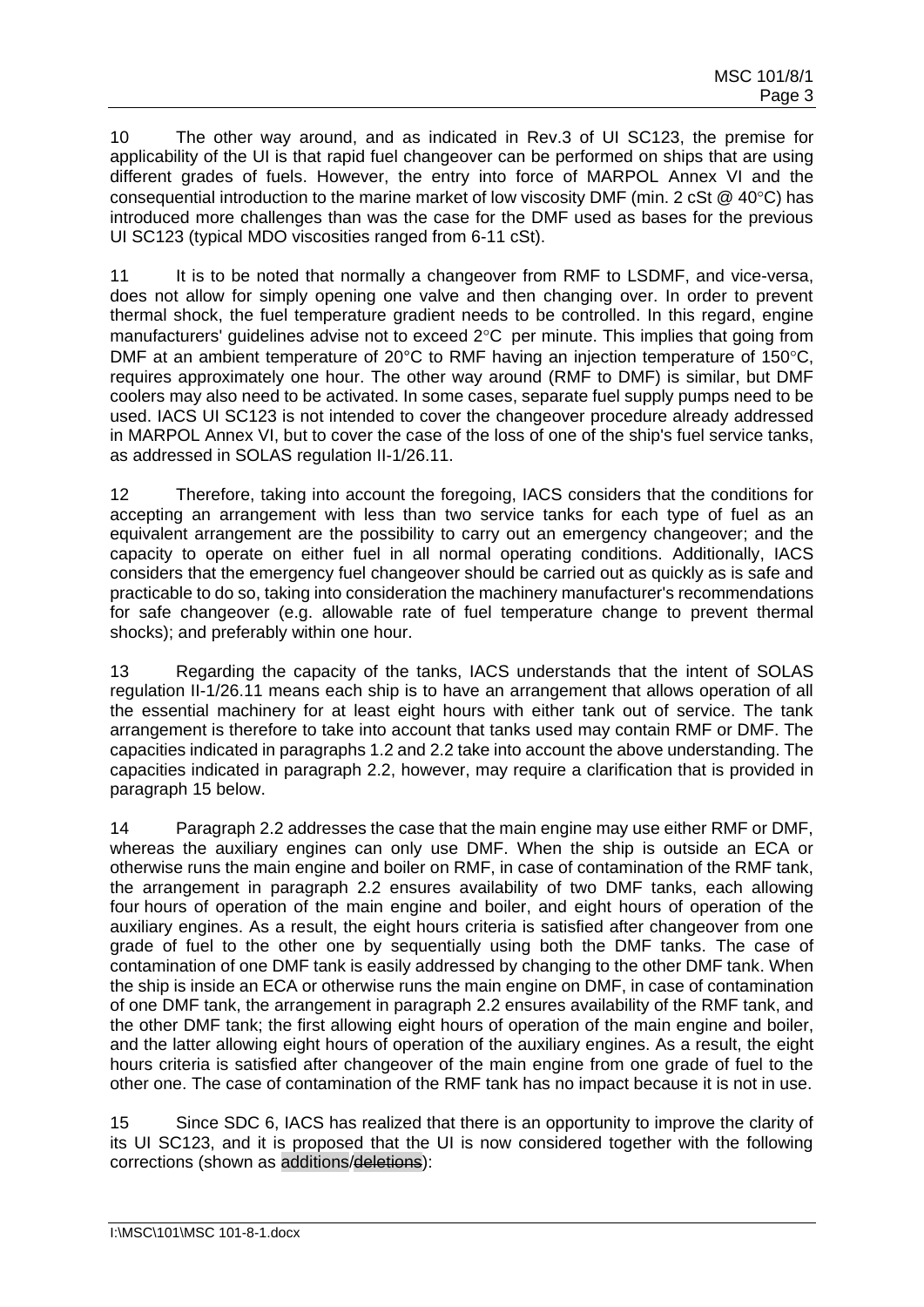10 The other way around, and as indicated in Rev.3 of UI SC123, the premise for applicability of the UI is that rapid fuel changeover can be performed on ships that are using different grades of fuels. However, the entry into force of MARPOL Annex VI and the consequential introduction to the marine market of low viscosity DMF (min. 2 cSt @ 40°C) has introduced more challenges than was the case for the DMF used as bases for the previous UI SC123 (typical MDO viscosities ranged from 6-11 cSt).

11 It is to be noted that normally a changeover from RMF to LSDMF, and vice-versa, does not allow for simply opening one valve and then changing over. In order to prevent thermal shock, the fuel temperature gradient needs to be controlled. In this regard, engine manufacturers' guidelines advise not to exceed 2°C per minute. This implies that going from DMF at an ambient temperature of 20°C to RMF having an injection temperature of 150°C, requires approximately one hour. The other way around (RMF to DMF) is similar, but DMF coolers may also need to be activated. In some cases, separate fuel supply pumps need to be used. IACS UI SC123 is not intended to cover the changeover procedure already addressed in MARPOL Annex VI, but to cover the case of the loss of one of the ship's fuel service tanks, as addressed in SOLAS regulation II-1/26.11.

12 Therefore, taking into account the foregoing, IACS considers that the conditions for accepting an arrangement with less than two service tanks for each type of fuel as an equivalent arrangement are the possibility to carry out an emergency changeover; and the capacity to operate on either fuel in all normal operating conditions. Additionally, IACS considers that the emergency fuel changeover should be carried out as quickly as is safe and practicable to do so, taking into consideration the machinery manufacturer's recommendations for safe changeover (e.g. allowable rate of fuel temperature change to prevent thermal shocks); and preferably within one hour.

13 Regarding the capacity of the tanks, IACS understands that the intent of SOLAS regulation II-1/26.11 means each ship is to have an arrangement that allows operation of all the essential machinery for at least eight hours with either tank out of service. The tank arrangement is therefore to take into account that tanks used may contain RMF or DMF. The capacities indicated in paragraphs 1.2 and 2.2 take into account the above understanding. The capacities indicated in paragraph 2.2, however, may require a clarification that is provided in paragraph 15 below.

14 Paragraph 2.2 addresses the case that the main engine may use either RMF or DMF, whereas the auxiliary engines can only use DMF. When the ship is outside an ECA or otherwise runs the main engine and boiler on RMF, in case of contamination of the RMF tank, the arrangement in paragraph 2.2 ensures availability of two DMF tanks, each allowing four hours of operation of the main engine and boiler, and eight hours of operation of the auxiliary engines. As a result, the eight hours criteria is satisfied after changeover from one grade of fuel to the other one by sequentially using both the DMF tanks. The case of contamination of one DMF tank is easily addressed by changing to the other DMF tank. When the ship is inside an ECA or otherwise runs the main engine on DMF, in case of contamination of one DMF tank, the arrangement in paragraph 2.2 ensures availability of the RMF tank, and the other DMF tank; the first allowing eight hours of operation of the main engine and boiler, and the latter allowing eight hours of operation of the auxiliary engines. As a result, the eight hours criteria is satisfied after changeover of the main engine from one grade of fuel to the other one. The case of contamination of the RMF tank has no impact because it is not in use.

15 Since SDC 6, IACS has realized that there is an opportunity to improve the clarity of its UI SC123, and it is proposed that the UI is now considered together with the following corrections (shown as additions/~~deletions~~):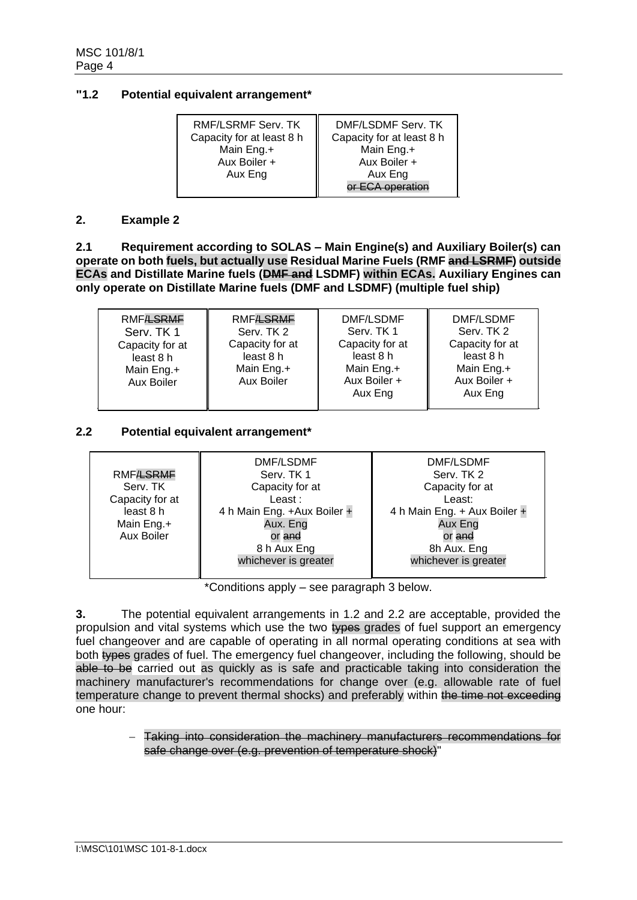"**1.2 Potential equivalent arrangement***

| RMF/LSRMF Serv. TK Capacity for at least 8 h Main Eng.+ Aux Boiler + Aux Eng | DMF/LSDMF Serv. TK Capacity for at least 8 h Main Eng.+ Aux Boiler + Aux Eng ~~or ECA operation~~ |
|---|---|

**2. Example 2**

**2.1 Requirement according to SOLAS – Main Engine(s) and Auxiliary Boiler(s) can operate on both fuels, but actually use Residual Marine Fuels (RMF ~~and LSRMF~~) outside ECAs and Distillate Marine fuels (~~DMF and~~ LSDMF) within ECAs. Auxiliary Engines can only operate on Distillate Marine fuels (DMF and LSDMF) (multiple fuel ship)**

| RMF~~/LSRMF~~ Serv. TK 1 Capacity for at least 8 h Main Eng.+ Aux Boiler | RMF~~/LSRMF~~ Serv. TK 2 Capacity for at least 8 h Main Eng.+ Aux Boiler | DMF/LSDMF Serv. TK 1 Capacity for at least 8 h Main Eng.+ Aux Boiler + Aux Eng | DMF/LSDMF Serv. TK 2 Capacity for at least 8 h Main Eng.+ Aux Boiler + Aux Eng |
|---|---|---|---|

**2.2 Potential equivalent arrangement***

| RMF~~/LSRMF~~ Serv. TK Capacity for at least 8 h Main Eng.+ Aux Boiler | DMF/LSDMF Serv. TK 1 Capacity for at Least : 4 h Main Eng. +Aux Boiler + Aux. Eng or ~~and~~ 8 h Aux Eng whichever is greater | DMF/LSDMF Serv. TK 2 Capacity for at Least: 4 h Main Eng. + Aux Boiler + Aux Eng or ~~and~~ 8h Aux. Eng whichever is greater |
|---|---|---|

*Conditions apply – see paragraph 3 below.

**3.** The potential equivalent arrangements in 1.2 and 2.2 are acceptable, provided the propulsion and vital systems which use the two ~~types~~ grades of fuel support an emergency fuel changeover and are capable of operating in all normal operating conditions at sea with both ~~types~~ grades of fuel. The emergency fuel changeover, including the following, should be ~~able to be~~ carried out as quickly as is safe and practicable taking into consideration the machinery manufacturer's recommendations for change over (e.g. allowable rate of fuel temperature change to prevent thermal shocks) and preferably within ~~the time not exceeding~~ one hour:

- ~~Taking into consideration the machinery manufacturers recommendations for safe change over (e.g. prevention of temperature shock)~~"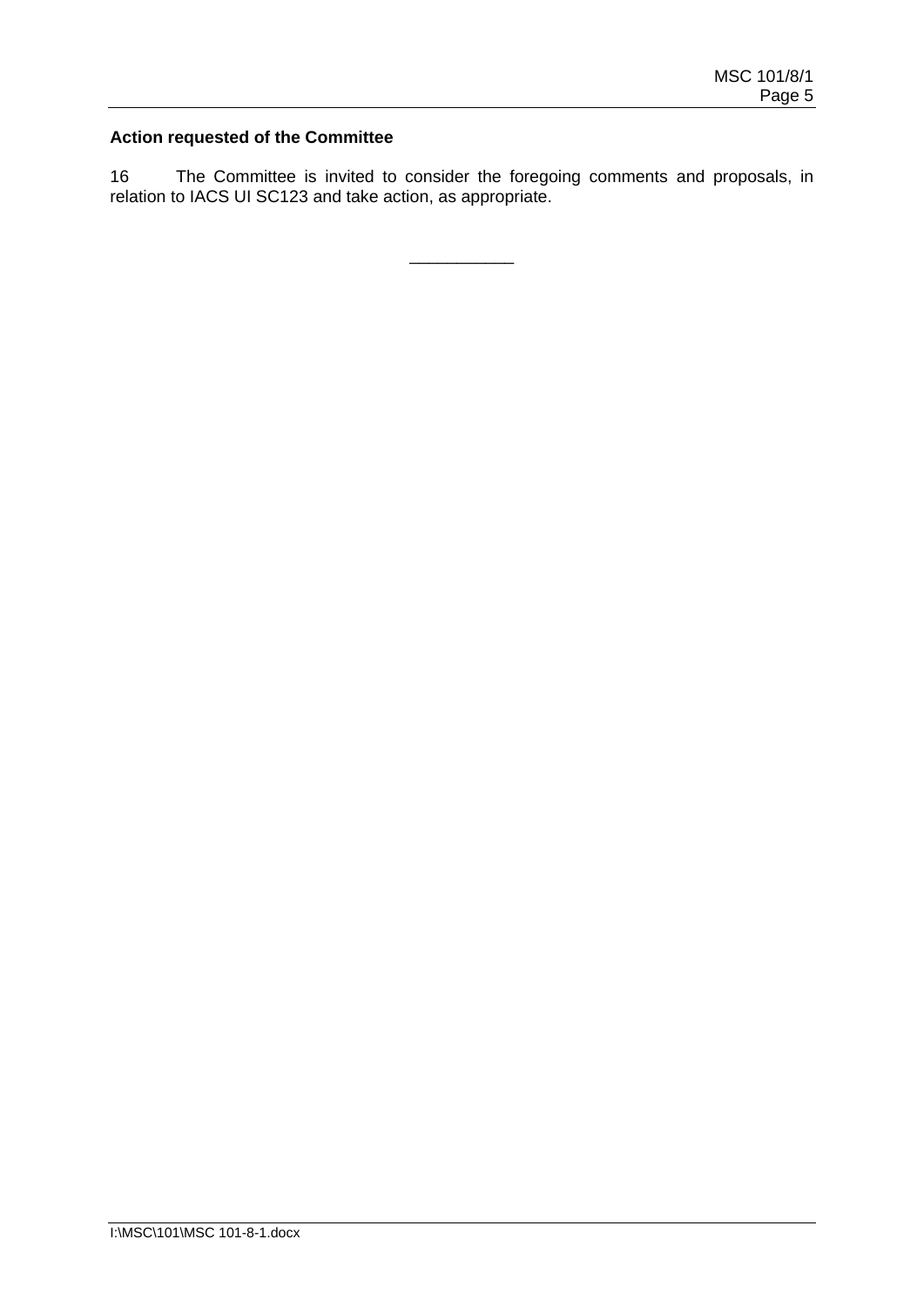**Action requested of the Committee**

16 The Committee is invited to consider the foregoing comments and proposals, in relation to IACS UI SC123 and take action, as appropriate.

___________